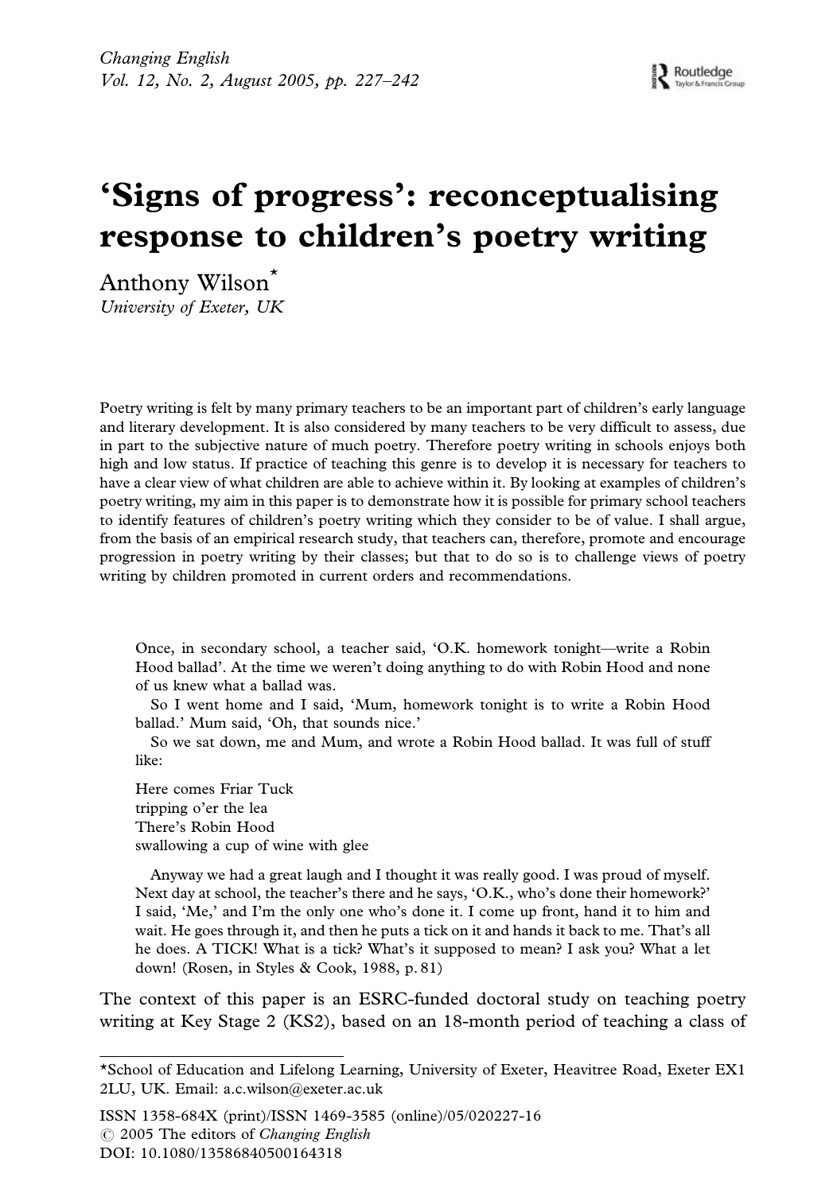# 'Signs of progress': reconceptualising response to children's poetry writing

Anthony Wilson*
*University of Exeter, UK*

Poetry writing is felt by many primary teachers to be an important part of children's early language and literary development. It is also considered by many teachers to be very difficult to assess, due in part to the subjective nature of much poetry. Therefore poetry writing in schools enjoys both high and low status. If practice of teaching this genre is to develop it is necessary for teachers to have a clear view of what children are able to achieve within it. By looking at examples of children's poetry writing, my aim in this paper is to demonstrate how it is possible for primary school teachers to identify features of children's poetry writing which they consider to be of value. I shall argue, from the basis of an empirical research study, that teachers can, therefore, promote and encourage progression in poetry writing by their classes; but that to do so is to challenge views of poetry writing by children promoted in current orders and recommendations.

> Once, in secondary school, a teacher said, 'O.K. homework tonight—write a Robin Hood ballad'. At the time we weren't doing anything to do with Robin Hood and none of us knew what a ballad was.
>
> So I went home and I said, 'Mum, homework tonight is to write a Robin Hood ballad.' Mum said, 'Oh, that sounds nice.'
>
> So we sat down, me and Mum, and wrote a Robin Hood ballad. It was full of stuff like:
>
> Here comes Friar Tuck
> tripping o'er the lea
> There's Robin Hood
> swallowing a cup of wine with glee
>
> Anyway we had a great laugh and I thought it was really good. I was proud of myself. Next day at school, the teacher's there and he says, 'O.K., who's done their homework?' I said, 'Me,' and I'm the only one who's done it. I come up front, hand it to him and wait. He goes through it, and then he puts a tick on it and hands it back to me. That's all he does. A TICK! What is a tick? What's it supposed to mean? I ask you? What a let down! (Rosen, in Styles & Cook, 1988, p. 81)

The context of this paper is an ESRC-funded doctoral study on teaching poetry writing at Key Stage 2 (KS2), based on an 18-month period of teaching a class of

*School of Education and Lifelong Learning, University of Exeter, Heavitree Road, Exeter EX1 2LU, UK. Email: a.c.wilson@exeter.ac.uk

ISSN 1358-684X (print)/ISSN 1469-3585 (online)/05/020227-16
© 2005 The editors of *Changing English*
DOI: 10.1080/13586840500164318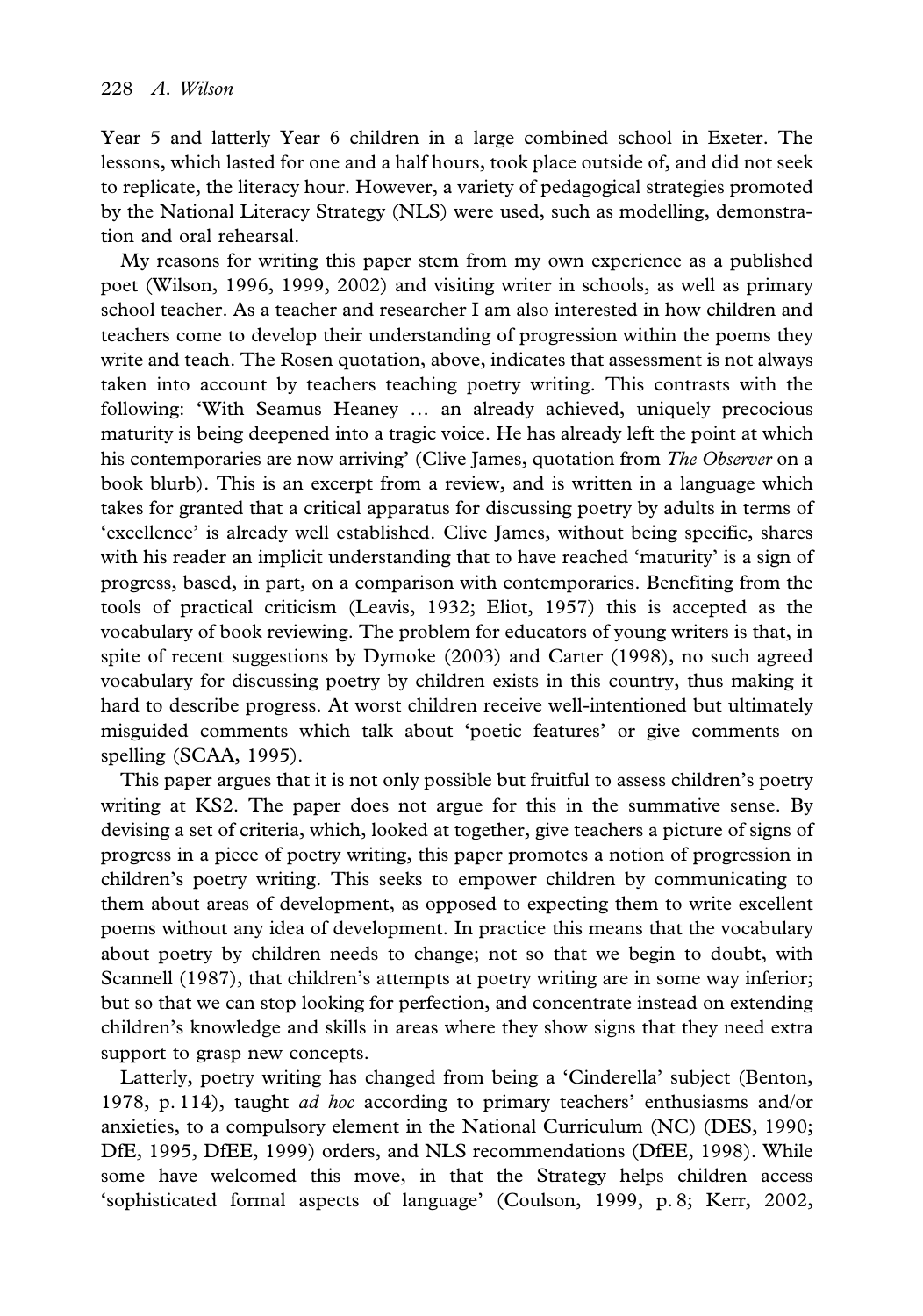Year 5 and latterly Year 6 children in a large combined school in Exeter. The lessons, which lasted for one and a half hours, took place outside of, and did not seek to replicate, the literacy hour. However, a variety of pedagogical strategies promoted by the National Literacy Strategy (NLS) were used, such as modelling, demonstration and oral rehearsal.

My reasons for writing this paper stem from my own experience as a published poet (Wilson, 1996, 1999, 2002) and visiting writer in schools, as well as primary school teacher. As a teacher and researcher I am also interested in how children and teachers come to develop their understanding of progression within the poems they write and teach. The Rosen quotation, above, indicates that assessment is not always taken into account by teachers teaching poetry writing. This contrasts with the following: 'With Seamus Heaney … an already achieved, uniquely precocious maturity is being deepened into a tragic voice. He has already left the point at which his contemporaries are now arriving' (Clive James, quotation from *The Observer* on a book blurb). This is an excerpt from a review, and is written in a language which takes for granted that a critical apparatus for discussing poetry by adults in terms of 'excellence' is already well established. Clive James, without being specific, shares with his reader an implicit understanding that to have reached 'maturity' is a sign of progress, based, in part, on a comparison with contemporaries. Benefiting from the tools of practical criticism (Leavis, 1932; Eliot, 1957) this is accepted as the vocabulary of book reviewing. The problem for educators of young writers is that, in spite of recent suggestions by Dymoke (2003) and Carter (1998), no such agreed vocabulary for discussing poetry by children exists in this country, thus making it hard to describe progress. At worst children receive well-intentioned but ultimately misguided comments which talk about 'poetic features' or give comments on spelling (SCAA, 1995).

This paper argues that it is not only possible but fruitful to assess children's poetry writing at KS2. The paper does not argue for this in the summative sense. By devising a set of criteria, which, looked at together, give teachers a picture of signs of progress in a piece of poetry writing, this paper promotes a notion of progression in children's poetry writing. This seeks to empower children by communicating to them about areas of development, as opposed to expecting them to write excellent poems without any idea of development. In practice this means that the vocabulary about poetry by children needs to change; not so that we begin to doubt, with Scannell (1987), that children's attempts at poetry writing are in some way inferior; but so that we can stop looking for perfection, and concentrate instead on extending children's knowledge and skills in areas where they show signs that they need extra support to grasp new concepts.

Latterly, poetry writing has changed from being a 'Cinderella' subject (Benton, 1978, p. 114), taught *ad hoc* according to primary teachers' enthusiasms and/or anxieties, to a compulsory element in the National Curriculum (NC) (DES, 1990; DfE, 1995, DfEE, 1999) orders, and NLS recommendations (DfEE, 1998). While some have welcomed this move, in that the Strategy helps children access 'sophisticated formal aspects of language' (Coulson, 1999, p. 8; Kerr, 2002,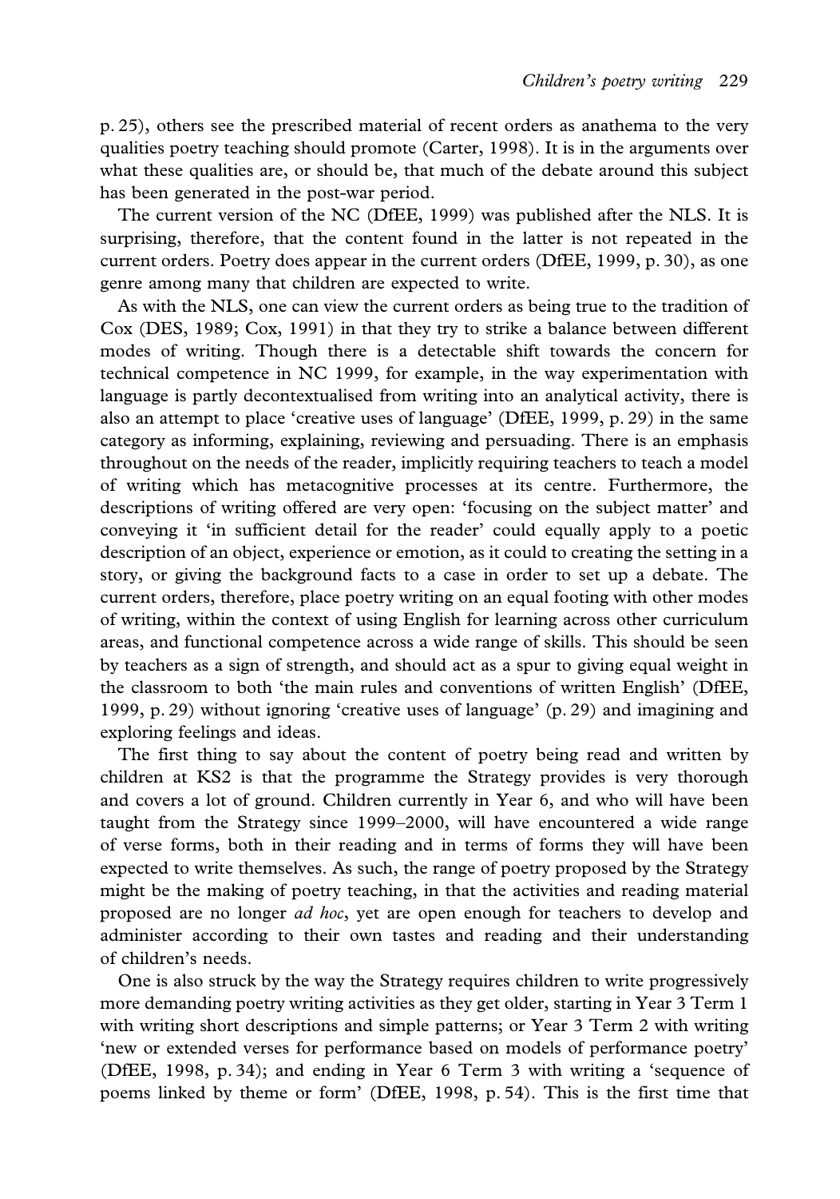p. 25), others see the prescribed material of recent orders as anathema to the very qualities poetry teaching should promote (Carter, 1998). It is in the arguments over what these qualities are, or should be, that much of the debate around this subject has been generated in the post-war period.

The current version of the NC (DfEE, 1999) was published after the NLS. It is surprising, therefore, that the content found in the latter is not repeated in the current orders. Poetry does appear in the current orders (DfEE, 1999, p. 30), as one genre among many that children are expected to write.

As with the NLS, one can view the current orders as being true to the tradition of Cox (DES, 1989; Cox, 1991) in that they try to strike a balance between different modes of writing. Though there is a detectable shift towards the concern for technical competence in NC 1999, for example, in the way experimentation with language is partly decontextualised from writing into an analytical activity, there is also an attempt to place 'creative uses of language' (DfEE, 1999, p. 29) in the same category as informing, explaining, reviewing and persuading. There is an emphasis throughout on the needs of the reader, implicitly requiring teachers to teach a model of writing which has metacognitive processes at its centre. Furthermore, the descriptions of writing offered are very open: 'focusing on the subject matter' and conveying it 'in sufficient detail for the reader' could equally apply to a poetic description of an object, experience or emotion, as it could to creating the setting in a story, or giving the background facts to a case in order to set up a debate. The current orders, therefore, place poetry writing on an equal footing with other modes of writing, within the context of using English for learning across other curriculum areas, and functional competence across a wide range of skills. This should be seen by teachers as a sign of strength, and should act as a spur to giving equal weight in the classroom to both 'the main rules and conventions of written English' (DfEE, 1999, p. 29) without ignoring 'creative uses of language' (p. 29) and imagining and exploring feelings and ideas.

The first thing to say about the content of poetry being read and written by children at KS2 is that the programme the Strategy provides is very thorough and covers a lot of ground. Children currently in Year 6, and who will have been taught from the Strategy since 1999–2000, will have encountered a wide range of verse forms, both in their reading and in terms of forms they will have been expected to write themselves. As such, the range of poetry proposed by the Strategy might be the making of poetry teaching, in that the activities and reading material proposed are no longer *ad hoc*, yet are open enough for teachers to develop and administer according to their own tastes and reading and their understanding of children's needs.

One is also struck by the way the Strategy requires children to write progressively more demanding poetry writing activities as they get older, starting in Year 3 Term 1 with writing short descriptions and simple patterns; or Year 3 Term 2 with writing 'new or extended verses for performance based on models of performance poetry' (DfEE, 1998, p. 34); and ending in Year 6 Term 3 with writing a 'sequence of poems linked by theme or form' (DfEE, 1998, p. 54). This is the first time that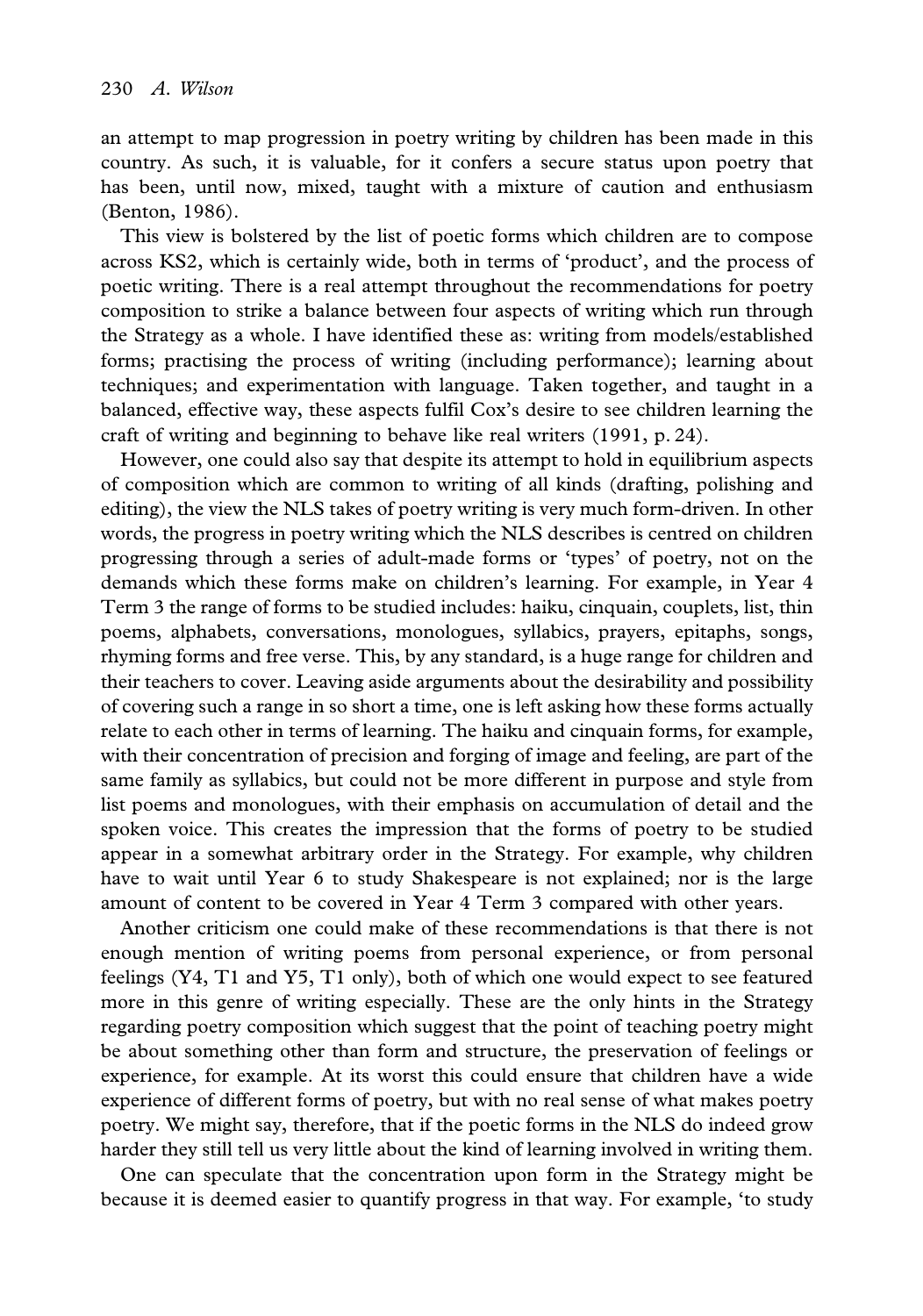an attempt to map progression in poetry writing by children has been made in this country. As such, it is valuable, for it confers a secure status upon poetry that has been, until now, mixed, taught with a mixture of caution and enthusiasm (Benton, 1986).

This view is bolstered by the list of poetic forms which children are to compose across KS2, which is certainly wide, both in terms of 'product', and the process of poetic writing. There is a real attempt throughout the recommendations for poetry composition to strike a balance between four aspects of writing which run through the Strategy as a whole. I have identified these as: writing from models/established forms; practising the process of writing (including performance); learning about techniques; and experimentation with language. Taken together, and taught in a balanced, effective way, these aspects fulfil Cox's desire to see children learning the craft of writing and beginning to behave like real writers (1991, p. 24).

However, one could also say that despite its attempt to hold in equilibrium aspects of composition which are common to writing of all kinds (drafting, polishing and editing), the view the NLS takes of poetry writing is very much form-driven. In other words, the progress in poetry writing which the NLS describes is centred on children progressing through a series of adult-made forms or 'types' of poetry, not on the demands which these forms make on children's learning. For example, in Year 4 Term 3 the range of forms to be studied includes: haiku, cinquain, couplets, list, thin poems, alphabets, conversations, monologues, syllabics, prayers, epitaphs, songs, rhyming forms and free verse. This, by any standard, is a huge range for children and their teachers to cover. Leaving aside arguments about the desirability and possibility of covering such a range in so short a time, one is left asking how these forms actually relate to each other in terms of learning. The haiku and cinquain forms, for example, with their concentration of precision and forging of image and feeling, are part of the same family as syllabics, but could not be more different in purpose and style from list poems and monologues, with their emphasis on accumulation of detail and the spoken voice. This creates the impression that the forms of poetry to be studied appear in a somewhat arbitrary order in the Strategy. For example, why children have to wait until Year 6 to study Shakespeare is not explained; nor is the large amount of content to be covered in Year 4 Term 3 compared with other years.

Another criticism one could make of these recommendations is that there is not enough mention of writing poems from personal experience, or from personal feelings (Y4, T1 and Y5, T1 only), both of which one would expect to see featured more in this genre of writing especially. These are the only hints in the Strategy regarding poetry composition which suggest that the point of teaching poetry might be about something other than form and structure, the preservation of feelings or experience, for example. At its worst this could ensure that children have a wide experience of different forms of poetry, but with no real sense of what makes poetry poetry. We might say, therefore, that if the poetic forms in the NLS do indeed grow harder they still tell us very little about the kind of learning involved in writing them.

One can speculate that the concentration upon form in the Strategy might be because it is deemed easier to quantify progress in that way. For example, 'to study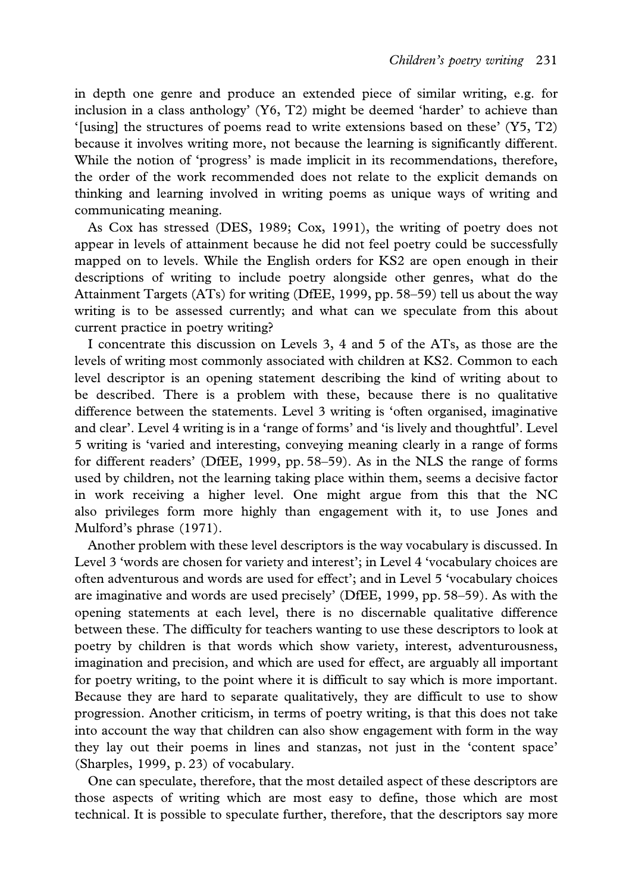in depth one genre and produce an extended piece of similar writing, e.g. for inclusion in a class anthology' (Y6, T2) might be deemed 'harder' to achieve than '[using] the structures of poems read to write extensions based on these' (Y5, T2) because it involves writing more, not because the learning is significantly different. While the notion of 'progress' is made implicit in its recommendations, therefore, the order of the work recommended does not relate to the explicit demands on thinking and learning involved in writing poems as unique ways of writing and communicating meaning.

As Cox has stressed (DES, 1989; Cox, 1991), the writing of poetry does not appear in levels of attainment because he did not feel poetry could be successfully mapped on to levels. While the English orders for KS2 are open enough in their descriptions of writing to include poetry alongside other genres, what do the Attainment Targets (ATs) for writing (DfEE, 1999, pp. 58–59) tell us about the way writing is to be assessed currently; and what can we speculate from this about current practice in poetry writing?

I concentrate this discussion on Levels 3, 4 and 5 of the ATs, as those are the levels of writing most commonly associated with children at KS2. Common to each level descriptor is an opening statement describing the kind of writing about to be described. There is a problem with these, because there is no qualitative difference between the statements. Level 3 writing is 'often organised, imaginative and clear'. Level 4 writing is in a 'range of forms' and 'is lively and thoughtful'. Level 5 writing is 'varied and interesting, conveying meaning clearly in a range of forms for different readers' (DfEE, 1999, pp. 58–59). As in the NLS the range of forms used by children, not the learning taking place within them, seems a decisive factor in work receiving a higher level. One might argue from this that the NC also privileges form more highly than engagement with it, to use Jones and Mulford's phrase (1971).

Another problem with these level descriptors is the way vocabulary is discussed. In Level 3 'words are chosen for variety and interest'; in Level 4 'vocabulary choices are often adventurous and words are used for effect'; and in Level 5 'vocabulary choices are imaginative and words are used precisely' (DfEE, 1999, pp. 58–59). As with the opening statements at each level, there is no discernable qualitative difference between these. The difficulty for teachers wanting to use these descriptors to look at poetry by children is that words which show variety, interest, adventurousness, imagination and precision, and which are used for effect, are arguably all important for poetry writing, to the point where it is difficult to say which is more important. Because they are hard to separate qualitatively, they are difficult to use to show progression. Another criticism, in terms of poetry writing, is that this does not take into account the way that children can also show engagement with form in the way they lay out their poems in lines and stanzas, not just in the 'content space' (Sharples, 1999, p. 23) of vocabulary.

One can speculate, therefore, that the most detailed aspect of these descriptors are those aspects of writing which are most easy to define, those which are most technical. It is possible to speculate further, therefore, that the descriptors say more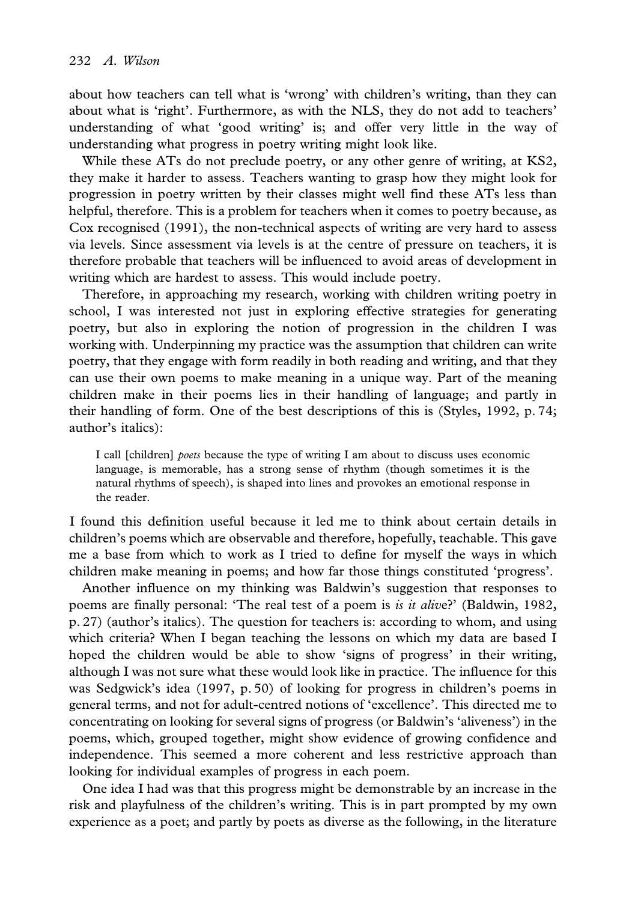about how teachers can tell what is 'wrong' with children's writing, than they can about what is 'right'. Furthermore, as with the NLS, they do not add to teachers' understanding of what 'good writing' is; and offer very little in the way of understanding what progress in poetry writing might look like.

While these ATs do not preclude poetry, or any other genre of writing, at KS2, they make it harder to assess. Teachers wanting to grasp how they might look for progression in poetry written by their classes might well find these ATs less than helpful, therefore. This is a problem for teachers when it comes to poetry because, as Cox recognised (1991), the non-technical aspects of writing are very hard to assess via levels. Since assessment via levels is at the centre of pressure on teachers, it is therefore probable that teachers will be influenced to avoid areas of development in writing which are hardest to assess. This would include poetry.

Therefore, in approaching my research, working with children writing poetry in school, I was interested not just in exploring effective strategies for generating poetry, but also in exploring the notion of progression in the children I was working with. Underpinning my practice was the assumption that children can write poetry, that they engage with form readily in both reading and writing, and that they can use their own poems to make meaning in a unique way. Part of the meaning children make in their poems lies in their handling of language; and partly in their handling of form. One of the best descriptions of this is (Styles, 1992, p. 74; author's italics):

> I call [children] *poets* because the type of writing I am about to discuss uses economic language, is memorable, has a strong sense of rhythm (though sometimes it is the natural rhythms of speech), is shaped into lines and provokes an emotional response in the reader.

I found this definition useful because it led me to think about certain details in children's poems which are observable and therefore, hopefully, teachable. This gave me a base from which to work as I tried to define for myself the ways in which children make meaning in poems; and how far those things constituted 'progress'.

Another influence on my thinking was Baldwin's suggestion that responses to poems are finally personal: 'The real test of a poem is *is it alive*?' (Baldwin, 1982, p. 27) (author's italics). The question for teachers is: according to whom, and using which criteria? When I began teaching the lessons on which my data are based I hoped the children would be able to show 'signs of progress' in their writing, although I was not sure what these would look like in practice. The influence for this was Sedgwick's idea (1997, p. 50) of looking for progress in children's poems in general terms, and not for adult-centred notions of 'excellence'. This directed me to concentrating on looking for several signs of progress (or Baldwin's 'aliveness') in the poems, which, grouped together, might show evidence of growing confidence and independence. This seemed a more coherent and less restrictive approach than looking for individual examples of progress in each poem.

One idea I had was that this progress might be demonstrable by an increase in the risk and playfulness of the children's writing. This is in part prompted by my own experience as a poet; and partly by poets as diverse as the following, in the literature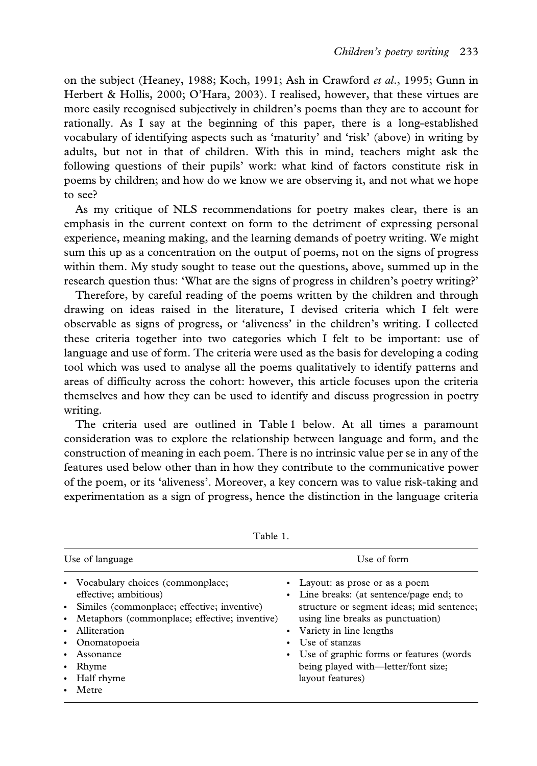on the subject (Heaney, 1988; Koch, 1991; Ash in Crawford *et al*., 1995; Gunn in Herbert & Hollis, 2000; O'Hara, 2003). I realised, however, that these virtues are more easily recognised subjectively in children's poems than they are to account for rationally. As I say at the beginning of this paper, there is a long-established vocabulary of identifying aspects such as 'maturity' and 'risk' (above) in writing by adults, but not in that of children. With this in mind, teachers might ask the following questions of their pupils' work: what kind of factors constitute risk in poems by children; and how do we know we are observing it, and not what we hope to see?

As my critique of NLS recommendations for poetry makes clear, there is an emphasis in the current context on form to the detriment of expressing personal experience, meaning making, and the learning demands of poetry writing. We might sum this up as a concentration on the output of poems, not on the signs of progress within them. My study sought to tease out the questions, above, summed up in the research question thus: 'What are the signs of progress in children's poetry writing?'

Therefore, by careful reading of the poems written by the children and through drawing on ideas raised in the literature, I devised criteria which I felt were observable as signs of progress, or 'aliveness' in the children's writing. I collected these criteria together into two categories which I felt to be important: use of language and use of form. The criteria were used as the basis for developing a coding tool which was used to analyse all the poems qualitatively to identify patterns and areas of difficulty across the cohort: however, this article focuses upon the criteria themselves and how they can be used to identify and discuss progression in poetry writing.

The criteria used are outlined in Table 1 below. At all times a paramount consideration was to explore the relationship between language and form, and the construction of meaning in each poem. There is no intrinsic value per se in any of the features used below other than in how they contribute to the communicative power of the poem, or its 'aliveness'. Moreover, a key concern was to value risk-taking and experimentation as a sign of progress, hence the distinction in the language criteria

Table 1.

| Use of language | Use of form |
|---|---|
| • Vocabulary choices (commonplace; effective; ambitious)<br>• Similes (commonplace; effective; inventive)<br>• Metaphors (commonplace; effective; inventive)<br>• Alliteration<br>• Onomatopoeia<br>• Assonance<br>• Rhyme<br>• Half rhyme<br>• Metre | • Layout: as prose or as a poem<br>• Line breaks: (at sentence/page end; to structure or segment ideas; mid sentence; using line breaks as punctuation)<br>• Variety in line lengths<br>• Use of stanzas<br>• Use of graphic forms or features (words being played with—letter/font size; layout features) |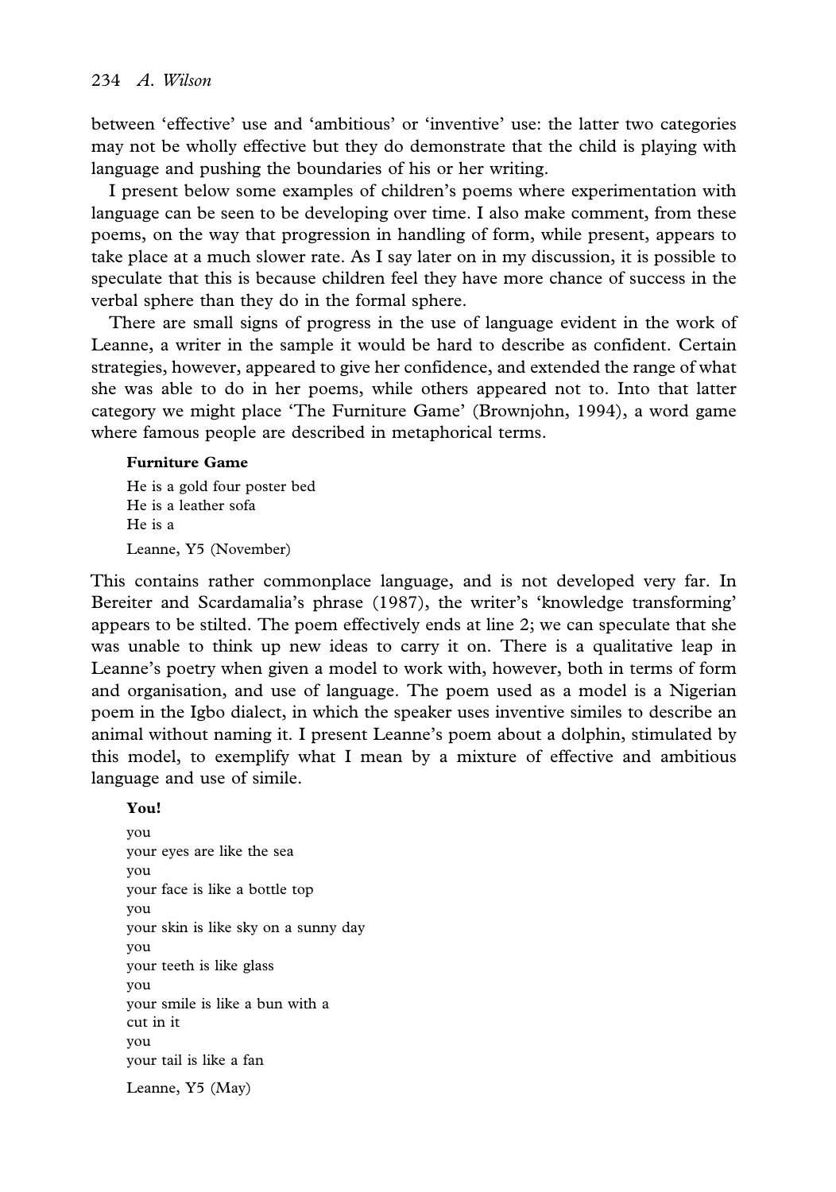between 'effective' use and 'ambitious' or 'inventive' use: the latter two categories may not be wholly effective but they do demonstrate that the child is playing with language and pushing the boundaries of his or her writing.

I present below some examples of children's poems where experimentation with language can be seen to be developing over time. I also make comment, from these poems, on the way that progression in handling of form, while present, appears to take place at a much slower rate. As I say later on in my discussion, it is possible to speculate that this is because children feel they have more chance of success in the verbal sphere than they do in the formal sphere.

There are small signs of progress in the use of language evident in the work of Leanne, a writer in the sample it would be hard to describe as confident. Certain strategies, however, appeared to give her confidence, and extended the range of what she was able to do in her poems, while others appeared not to. Into that latter category we might place 'The Furniture Game' (Brownjohn, 1994), a word game where famous people are described in metaphorical terms.

**Furniture Game**

He is a gold four poster bed  
He is a leather sofa  
He is a

Leanne, Y5 (November)

This contains rather commonplace language, and is not developed very far. In Bereiter and Scardamalia's phrase (1987), the writer's 'knowledge transforming' appears to be stilted. The poem effectively ends at line 2; we can speculate that she was unable to think up new ideas to carry it on. There is a qualitative leap in Leanne's poetry when given a model to work with, however, both in terms of form and organisation, and use of language. The poem used as a model is a Nigerian poem in the Igbo dialect, in which the speaker uses inventive similes to describe an animal without naming it. I present Leanne's poem about a dolphin, stimulated by this model, to exemplify what I mean by a mixture of effective and ambitious language and use of simile.

**You!**

you  
your eyes are like the sea  
you  
your face is like a bottle top  
you  
your skin is like sky on a sunny day  
you  
your teeth is like glass  
you  
your smile is like a bun with a  
cut in it  
you  
your tail is like a fan

Leanne, Y5 (May)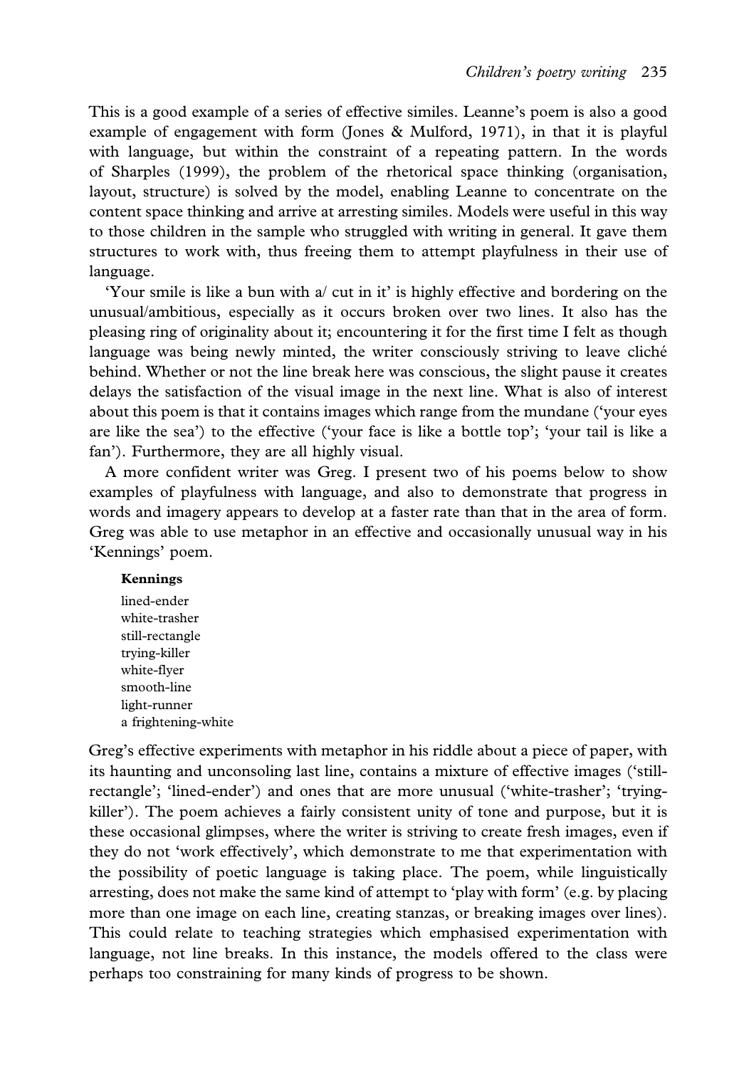This is a good example of a series of effective similes. Leanne's poem is also a good example of engagement with form (Jones & Mulford, 1971), in that it is playful with language, but within the constraint of a repeating pattern. In the words of Sharples (1999), the problem of the rhetorical space thinking (organisation, layout, structure) is solved by the model, enabling Leanne to concentrate on the content space thinking and arrive at arresting similes. Models were useful in this way to those children in the sample who struggled with writing in general. It gave them structures to work with, thus freeing them to attempt playfulness in their use of language.

'Your smile is like a bun with a/ cut in it' is highly effective and bordering on the unusual/ambitious, especially as it occurs broken over two lines. It also has the pleasing ring of originality about it; encountering it for the first time I felt as though language was being newly minted, the writer consciously striving to leave cliché behind. Whether or not the line break here was conscious, the slight pause it creates delays the satisfaction of the visual image in the next line. What is also of interest about this poem is that it contains images which range from the mundane ('your eyes are like the sea') to the effective ('your face is like a bottle top'; 'your tail is like a fan'). Furthermore, they are all highly visual.

A more confident writer was Greg. I present two of his poems below to show examples of playfulness with language, and also to demonstrate that progress in words and imagery appears to develop at a faster rate than that in the area of form. Greg was able to use metaphor in an effective and occasionally unusual way in his 'Kennings' poem.

**Kennings**

lined-ender
white-trasher
still-rectangle
trying-killer
white-flyer
smooth-line
light-runner
a frightening-white

Greg's effective experiments with metaphor in his riddle about a piece of paper, with its haunting and unconsoling last line, contains a mixture of effective images ('still-rectangle'; 'lined-ender') and ones that are more unusual ('white-trasher'; 'trying-killer'). The poem achieves a fairly consistent unity of tone and purpose, but it is these occasional glimpses, where the writer is striving to create fresh images, even if they do not 'work effectively', which demonstrate to me that experimentation with the possibility of poetic language is taking place. The poem, while linguistically arresting, does not make the same kind of attempt to 'play with form' (e.g. by placing more than one image on each line, creating stanzas, or breaking images over lines). This could relate to teaching strategies which emphasised experimentation with language, not line breaks. In this instance, the models offered to the class were perhaps too constraining for many kinds of progress to be shown.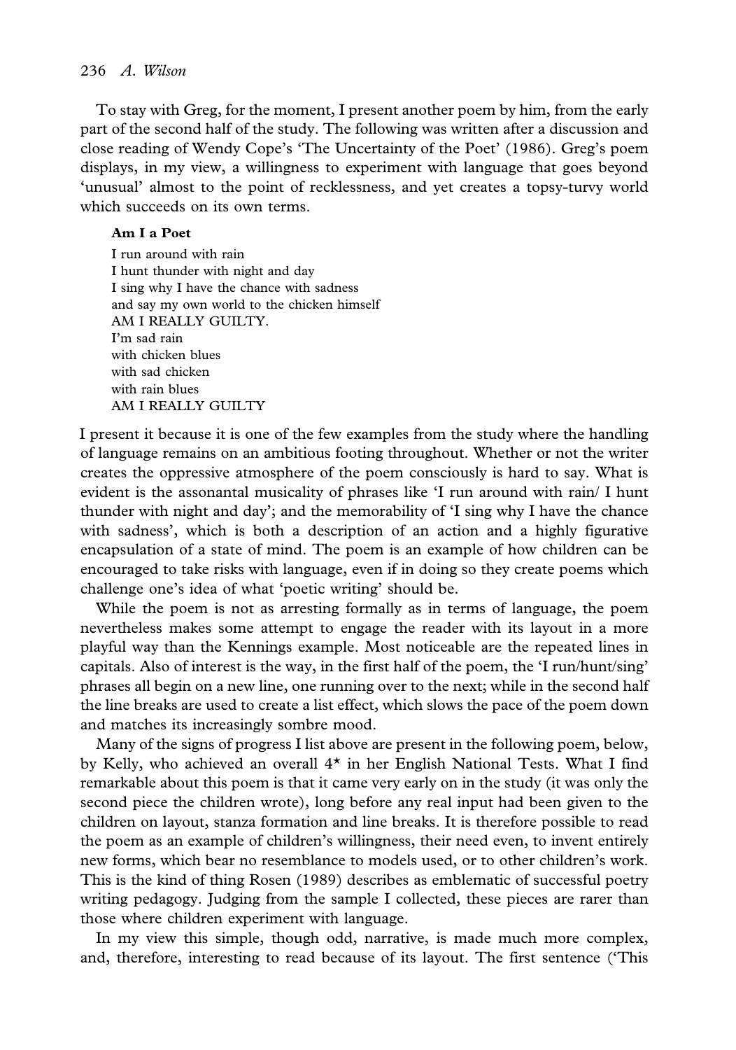To stay with Greg, for the moment, I present another poem by him, from the early part of the second half of the study. The following was written after a discussion and close reading of Wendy Cope's 'The Uncertainty of the Poet' (1986). Greg's poem displays, in my view, a willingness to experiment with language that goes beyond 'unusual' almost to the point of recklessness, and yet creates a topsy-turvy world which succeeds on its own terms.

**Am I a Poet**

I run around with rain  
I hunt thunder with night and day  
I sing why I have the chance with sadness  
and say my own world to the chicken himself  
AM I REALLY GUILTY.  
I'm sad rain  
with chicken blues  
with sad chicken  
with rain blues  
AM I REALLY GUILTY

I present it because it is one of the few examples from the study where the handling of language remains on an ambitious footing throughout. Whether or not the writer creates the oppressive atmosphere of the poem consciously is hard to say. What is evident is the assonantal musicality of phrases like 'I run around with rain/ I hunt thunder with night and day'; and the memorability of 'I sing why I have the chance with sadness', which is both a description of an action and a highly figurative encapsulation of a state of mind. The poem is an example of how children can be encouraged to take risks with language, even if in doing so they create poems which challenge one's idea of what 'poetic writing' should be.

While the poem is not as arresting formally as in terms of language, the poem nevertheless makes some attempt to engage the reader with its layout in a more playful way than the Kennings example. Most noticeable are the repeated lines in capitals. Also of interest is the way, in the first half of the poem, the 'I run/hunt/sing' phrases all begin on a new line, one running over to the next; while in the second half the line breaks are used to create a list effect, which slows the pace of the poem down and matches its increasingly sombre mood.

Many of the signs of progress I list above are present in the following poem, below, by Kelly, who achieved an overall 4* in her English National Tests. What I find remarkable about this poem is that it came very early on in the study (it was only the second piece the children wrote), long before any real input had been given to the children on layout, stanza formation and line breaks. It is therefore possible to read the poem as an example of children's willingness, their need even, to invent entirely new forms, which bear no resemblance to models used, or to other children's work. This is the kind of thing Rosen (1989) describes as emblematic of successful poetry writing pedagogy. Judging from the sample I collected, these pieces are rarer than those where children experiment with language.

In my view this simple, though odd, narrative, is made much more complex, and, therefore, interesting to read because of its layout. The first sentence ('This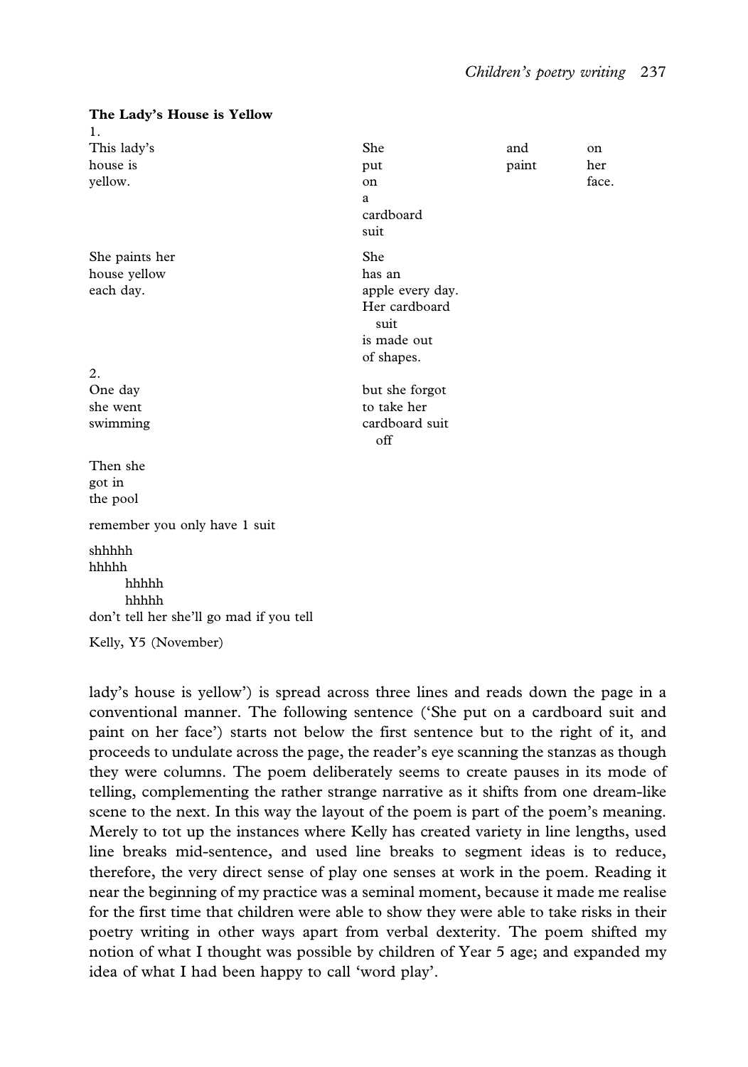**The Lady's House is Yellow**

1.

```
This lady's                  She        and      on
house is                     put        paint    her
yellow.                      on                  face.
                             a
                             cardboard
                             suit

She paints her               She
house yellow                 has an
each day.                    apple every day.
                             Her cardboard
                                suit
                             is made out
                             of shapes.
```

2.

```
One day                      but she forgot
she went                     to take her
swimming                     cardboard suit
                                off

Then she
got in
the pool

remember you only have 1 suit

shhhhh
hhhhh
      hhhhh
      hhhhh
don't tell her she'll go mad if you tell
```

Kelly, Y5 (November)

lady's house is yellow') is spread across three lines and reads down the page in a conventional manner. The following sentence ('She put on a cardboard suit and paint on her face') starts not below the first sentence but to the right of it, and proceeds to undulate across the page, the reader's eye scanning the stanzas as though they were columns. The poem deliberately seems to create pauses in its mode of telling, complementing the rather strange narrative as it shifts from one dream-like scene to the next. In this way the layout of the poem is part of the poem's meaning. Merely to tot up the instances where Kelly has created variety in line lengths, used line breaks mid-sentence, and used line breaks to segment ideas is to reduce, therefore, the very direct sense of play one senses at work in the poem. Reading it near the beginning of my practice was a seminal moment, because it made me realise for the first time that children were able to show they were able to take risks in their poetry writing in other ways apart from verbal dexterity. The poem shifted my notion of what I thought was possible by children of Year 5 age; and expanded my idea of what I had been happy to call 'word play'.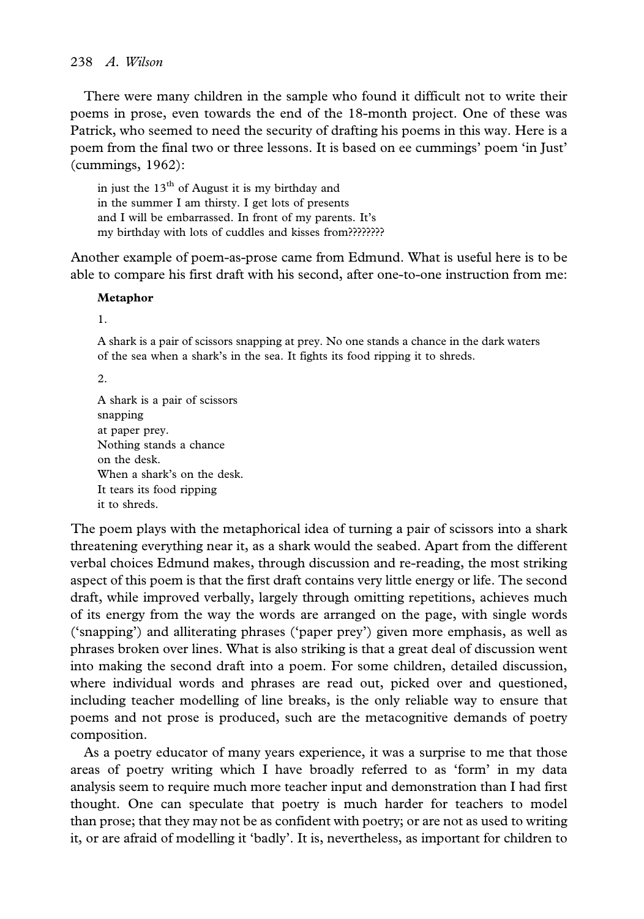There were many children in the sample who found it difficult not to write their poems in prose, even towards the end of the 18-month project. One of these was Patrick, who seemed to need the security of drafting his poems in this way. Here is a poem from the final two or three lessons. It is based on ee cummings' poem 'in Just' (cummings, 1962):

> in just the 13th of August it is my birthday and  
> in the summer I am thirsty. I get lots of presents  
> and I will be embarrassed. In front of my parents. It's  
> my birthday with lots of cuddles and kisses from????????

Another example of poem-as-prose came from Edmund. What is useful here is to be able to compare his first draft with his second, after one-to-one instruction from me:

> **Metaphor**
>
> 1.
>
> A shark is a pair of scissors snapping at prey. No one stands a chance in the dark waters of the sea when a shark's in the sea. It fights its food ripping it to shreds.
>
> 2.
>
> A shark is a pair of scissors  
> snapping  
> at paper prey.  
> Nothing stands a chance  
> on the desk.  
> When a shark's on the desk.  
> It tears its food ripping  
> it to shreds.

The poem plays with the metaphorical idea of turning a pair of scissors into a shark threatening everything near it, as a shark would the seabed. Apart from the different verbal choices Edmund makes, through discussion and re-reading, the most striking aspect of this poem is that the first draft contains very little energy or life. The second draft, while improved verbally, largely through omitting repetitions, achieves much of its energy from the way the words are arranged on the page, with single words ('snapping') and alliterating phrases ('paper prey') given more emphasis, as well as phrases broken over lines. What is also striking is that a great deal of discussion went into making the second draft into a poem. For some children, detailed discussion, where individual words and phrases are read out, picked over and questioned, including teacher modelling of line breaks, is the only reliable way to ensure that poems and not prose is produced, such are the metacognitive demands of poetry composition.

As a poetry educator of many years experience, it was a surprise to me that those areas of poetry writing which I have broadly referred to as 'form' in my data analysis seem to require much more teacher input and demonstration than I had first thought. One can speculate that poetry is much harder for teachers to model than prose; that they may not be as confident with poetry; or are not as used to writing it, or are afraid of modelling it 'badly'. It is, nevertheless, as important for children to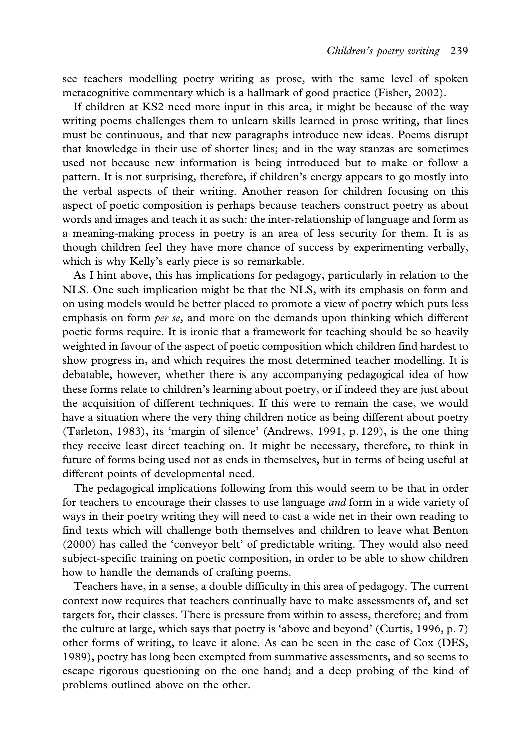see teachers modelling poetry writing as prose, with the same level of spoken metacognitive commentary which is a hallmark of good practice (Fisher, 2002).

If children at KS2 need more input in this area, it might be because of the way writing poems challenges them to unlearn skills learned in prose writing, that lines must be continuous, and that new paragraphs introduce new ideas. Poems disrupt that knowledge in their use of shorter lines; and in the way stanzas are sometimes used not because new information is being introduced but to make or follow a pattern. It is not surprising, therefore, if children's energy appears to go mostly into the verbal aspects of their writing. Another reason for children focusing on this aspect of poetic composition is perhaps because teachers construct poetry as about words and images and teach it as such: the inter-relationship of language and form as a meaning-making process in poetry is an area of less security for them. It is as though children feel they have more chance of success by experimenting verbally, which is why Kelly's early piece is so remarkable.

As I hint above, this has implications for pedagogy, particularly in relation to the NLS. One such implication might be that the NLS, with its emphasis on form and on using models would be better placed to promote a view of poetry which puts less emphasis on form *per se*, and more on the demands upon thinking which different poetic forms require. It is ironic that a framework for teaching should be so heavily weighted in favour of the aspect of poetic composition which children find hardest to show progress in, and which requires the most determined teacher modelling. It is debatable, however, whether there is any accompanying pedagogical idea of how these forms relate to children's learning about poetry, or if indeed they are just about the acquisition of different techniques. If this were to remain the case, we would have a situation where the very thing children notice as being different about poetry (Tarleton, 1983), its 'margin of silence' (Andrews, 1991, p. 129), is the one thing they receive least direct teaching on. It might be necessary, therefore, to think in future of forms being used not as ends in themselves, but in terms of being useful at different points of developmental need.

The pedagogical implications following from this would seem to be that in order for teachers to encourage their classes to use language *and* form in a wide variety of ways in their poetry writing they will need to cast a wide net in their own reading to find texts which will challenge both themselves and children to leave what Benton (2000) has called the 'conveyor belt' of predictable writing. They would also need subject-specific training on poetic composition, in order to be able to show children how to handle the demands of crafting poems.

Teachers have, in a sense, a double difficulty in this area of pedagogy. The current context now requires that teachers continually have to make assessments of, and set targets for, their classes. There is pressure from within to assess, therefore; and from the culture at large, which says that poetry is 'above and beyond' (Curtis, 1996, p. 7) other forms of writing, to leave it alone. As can be seen in the case of Cox (DES, 1989), poetry has long been exempted from summative assessments, and so seems to escape rigorous questioning on the one hand; and a deep probing of the kind of problems outlined above on the other.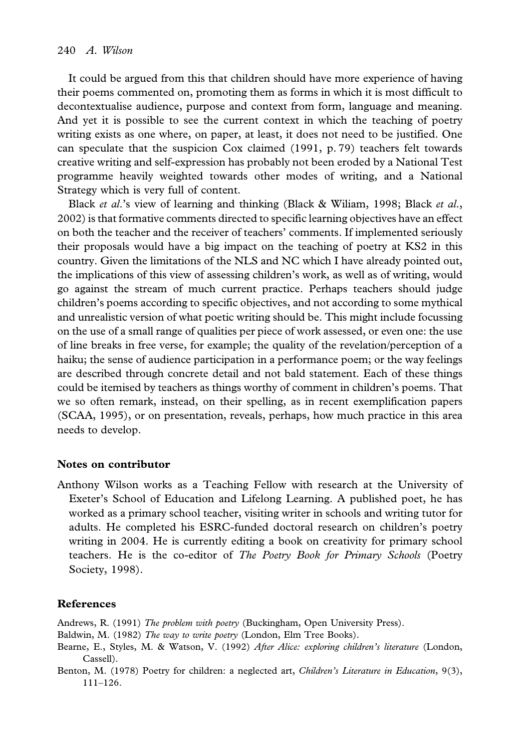It could be argued from this that children should have more experience of having their poems commented on, promoting them as forms in which it is most difficult to decontextualise audience, purpose and context from form, language and meaning. And yet it is possible to see the current context in which the teaching of poetry writing exists as one where, on paper, at least, it does not need to be justified. One can speculate that the suspicion Cox claimed (1991, p. 79) teachers felt towards creative writing and self-expression has probably not been eroded by a National Test programme heavily weighted towards other modes of writing, and a National Strategy which is very full of content.

Black *et al.*'s view of learning and thinking (Black & Wiliam, 1998; Black *et al.*, 2002) is that formative comments directed to specific learning objectives have an effect on both the teacher and the receiver of teachers' comments. If implemented seriously their proposals would have a big impact on the teaching of poetry at KS2 in this country. Given the limitations of the NLS and NC which I have already pointed out, the implications of this view of assessing children's work, as well as of writing, would go against the stream of much current practice. Perhaps teachers should judge children's poems according to specific objectives, and not according to some mythical and unrealistic version of what poetic writing should be. This might include focussing on the use of a small range of qualities per piece of work assessed, or even one: the use of line breaks in free verse, for example; the quality of the revelation/perception of a haiku; the sense of audience participation in a performance poem; or the way feelings are described through concrete detail and not bald statement. Each of these things could be itemised by teachers as things worthy of comment in children's poems. That we so often remark, instead, on their spelling, as in recent exemplification papers (SCAA, 1995), or on presentation, reveals, perhaps, how much practice in this area needs to develop.

## Notes on contributor

Anthony Wilson works as a Teaching Fellow with research at the University of Exeter's School of Education and Lifelong Learning. A published poet, he has worked as a primary school teacher, visiting writer in schools and writing tutor for adults. He completed his ESRC-funded doctoral research on children's poetry writing in 2004. He is currently editing a book on creativity for primary school teachers. He is the co-editor of *The Poetry Book for Primary Schools* (Poetry Society, 1998).

## References

Andrews, R. (1991) *The problem with poetry* (Buckingham, Open University Press).

Baldwin, M. (1982) *The way to write poetry* (London, Elm Tree Books).

Bearne, E., Styles, M. & Watson, V. (1992) *After Alice: exploring children's literature* (London, Cassell).

Benton, M. (1978) Poetry for children: a neglected art, *Children's Literature in Education*, 9(3), 111–126.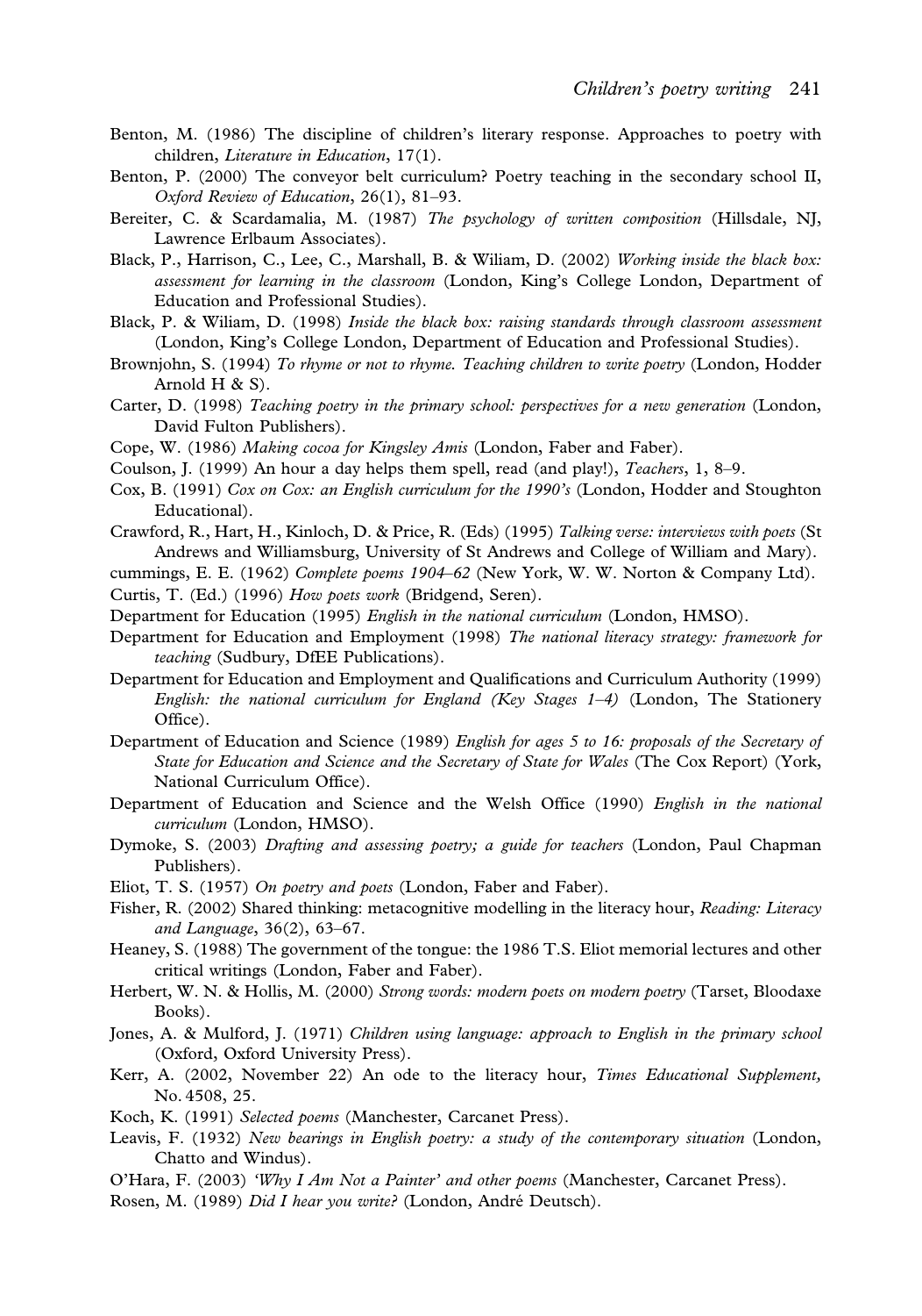Benton, M. (1986) The discipline of children's literary response. Approaches to poetry with children, *Literature in Education*, 17(1).

Benton, P. (2000) The conveyor belt curriculum? Poetry teaching in the secondary school II, *Oxford Review of Education*, 26(1), 81–93.

Bereiter, C. & Scardamalia, M. (1987) *The psychology of written composition* (Hillsdale, NJ, Lawrence Erlbaum Associates).

Black, P., Harrison, C., Lee, C., Marshall, B. & Wiliam, D. (2002) *Working inside the black box: assessment for learning in the classroom* (London, King's College London, Department of Education and Professional Studies).

Black, P. & Wiliam, D. (1998) *Inside the black box: raising standards through classroom assessment* (London, King's College London, Department of Education and Professional Studies).

Brownjohn, S. (1994) *To rhyme or not to rhyme. Teaching children to write poetry* (London, Hodder Arnold H & S).

Carter, D. (1998) *Teaching poetry in the primary school: perspectives for a new generation* (London, David Fulton Publishers).

Cope, W. (1986) *Making cocoa for Kingsley Amis* (London, Faber and Faber).

Coulson, J. (1999) An hour a day helps them spell, read (and play!), *Teachers*, 1, 8–9.

Cox, B. (1991) *Cox on Cox: an English curriculum for the 1990's* (London, Hodder and Stoughton Educational).

Crawford, R., Hart, H., Kinloch, D. & Price, R. (Eds) (1995) *Talking verse: interviews with poets* (St Andrews and Williamsburg, University of St Andrews and College of William and Mary).

cummings, E. E. (1962) *Complete poems 1904–62* (New York, W. W. Norton & Company Ltd).

Curtis, T. (Ed.) (1996) *How poets work* (Bridgend, Seren).

Department for Education (1995) *English in the national curriculum* (London, HMSO).

Department for Education and Employment (1998) *The national literacy strategy: framework for teaching* (Sudbury, DfEE Publications).

Department for Education and Employment and Qualifications and Curriculum Authority (1999) *English: the national curriculum for England (Key Stages 1–4)* (London, The Stationery Office).

Department of Education and Science (1989) *English for ages 5 to 16: proposals of the Secretary of State for Education and Science and the Secretary of State for Wales* (The Cox Report) (York, National Curriculum Office).

Department of Education and Science and the Welsh Office (1990) *English in the national curriculum* (London, HMSO).

Dymoke, S. (2003) *Drafting and assessing poetry; a guide for teachers* (London, Paul Chapman Publishers).

Eliot, T. S. (1957) *On poetry and poets* (London, Faber and Faber).

Fisher, R. (2002) Shared thinking: metacognitive modelling in the literacy hour, *Reading: Literacy and Language*, 36(2), 63–67.

Heaney, S. (1988) The government of the tongue: the 1986 T.S. Eliot memorial lectures and other critical writings (London, Faber and Faber).

Herbert, W. N. & Hollis, M. (2000) *Strong words: modern poets on modern poetry* (Tarset, Bloodaxe Books).

Jones, A. & Mulford, J. (1971) *Children using language: approach to English in the primary school* (Oxford, Oxford University Press).

Kerr, A. (2002, November 22) An ode to the literacy hour, *Times Educational Supplement*, No. 4508, 25.

Koch, K. (1991) *Selected poems* (Manchester, Carcanet Press).

Leavis, F. (1932) *New bearings in English poetry: a study of the contemporary situation* (London, Chatto and Windus).

O'Hara, F. (2003) *'Why I Am Not a Painter' and other poems* (Manchester, Carcanet Press).

Rosen, M. (1989) *Did I hear you write?* (London, André Deutsch).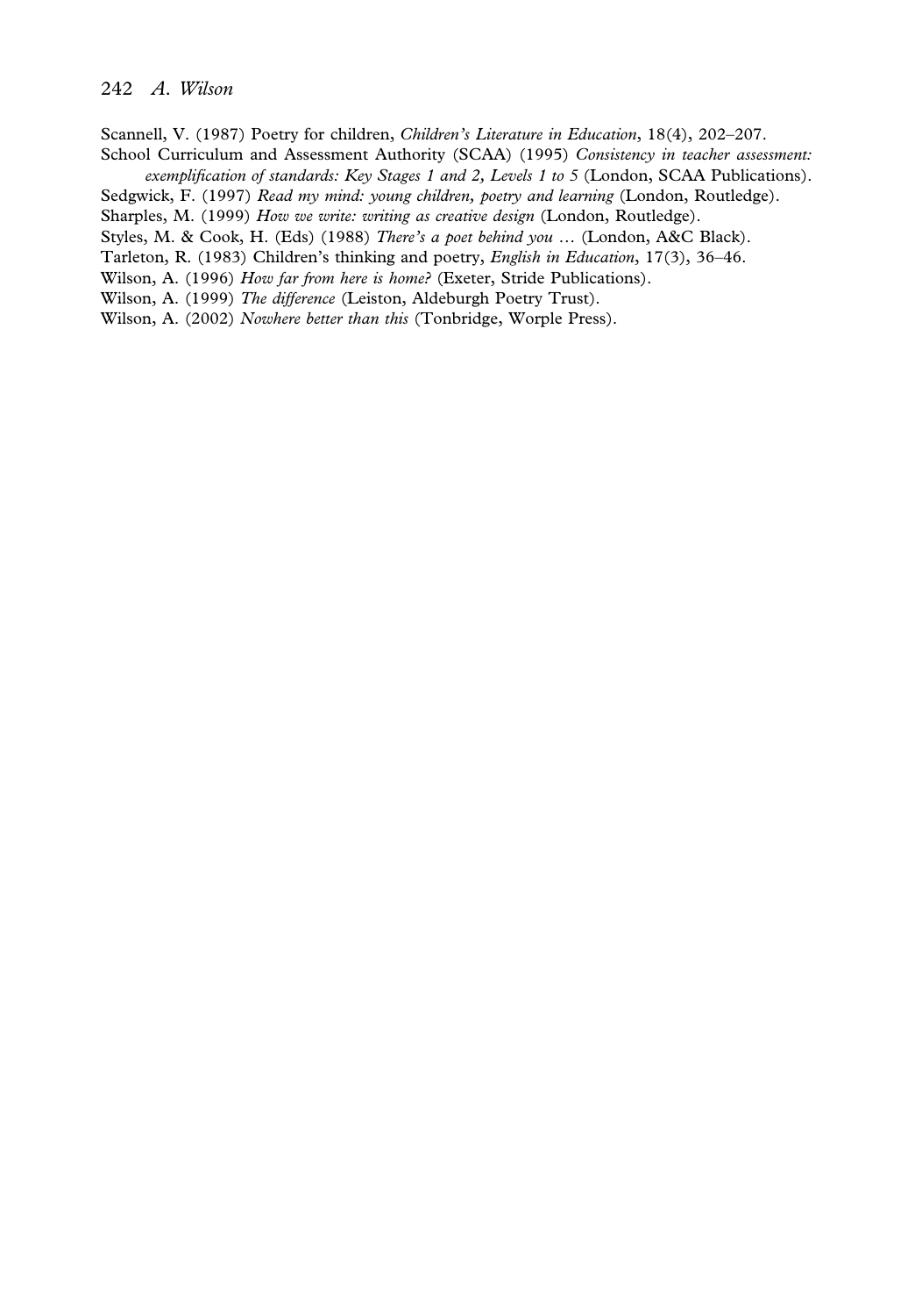Scannell, V. (1987) Poetry for children, *Children's Literature in Education*, 18(4), 202–207.

School Curriculum and Assessment Authority (SCAA) (1995) *Consistency in teacher assessment: exemplification of standards: Key Stages 1 and 2, Levels 1 to 5* (London, SCAA Publications).

Sedgwick, F. (1997) *Read my mind: young children, poetry and learning* (London, Routledge).

Sharples, M. (1999) *How we write: writing as creative design* (London, Routledge).

Styles, M. & Cook, H. (Eds) (1988) *There's a poet behind you …* (London, A&C Black).

Tarleton, R. (1983) Children's thinking and poetry, *English in Education*, 17(3), 36–46.

Wilson, A. (1996) *How far from here is home?* (Exeter, Stride Publications).

Wilson, A. (1999) *The difference* (Leiston, Aldeburgh Poetry Trust).

Wilson, A. (2002) *Nowhere better than this* (Tonbridge, Worple Press).